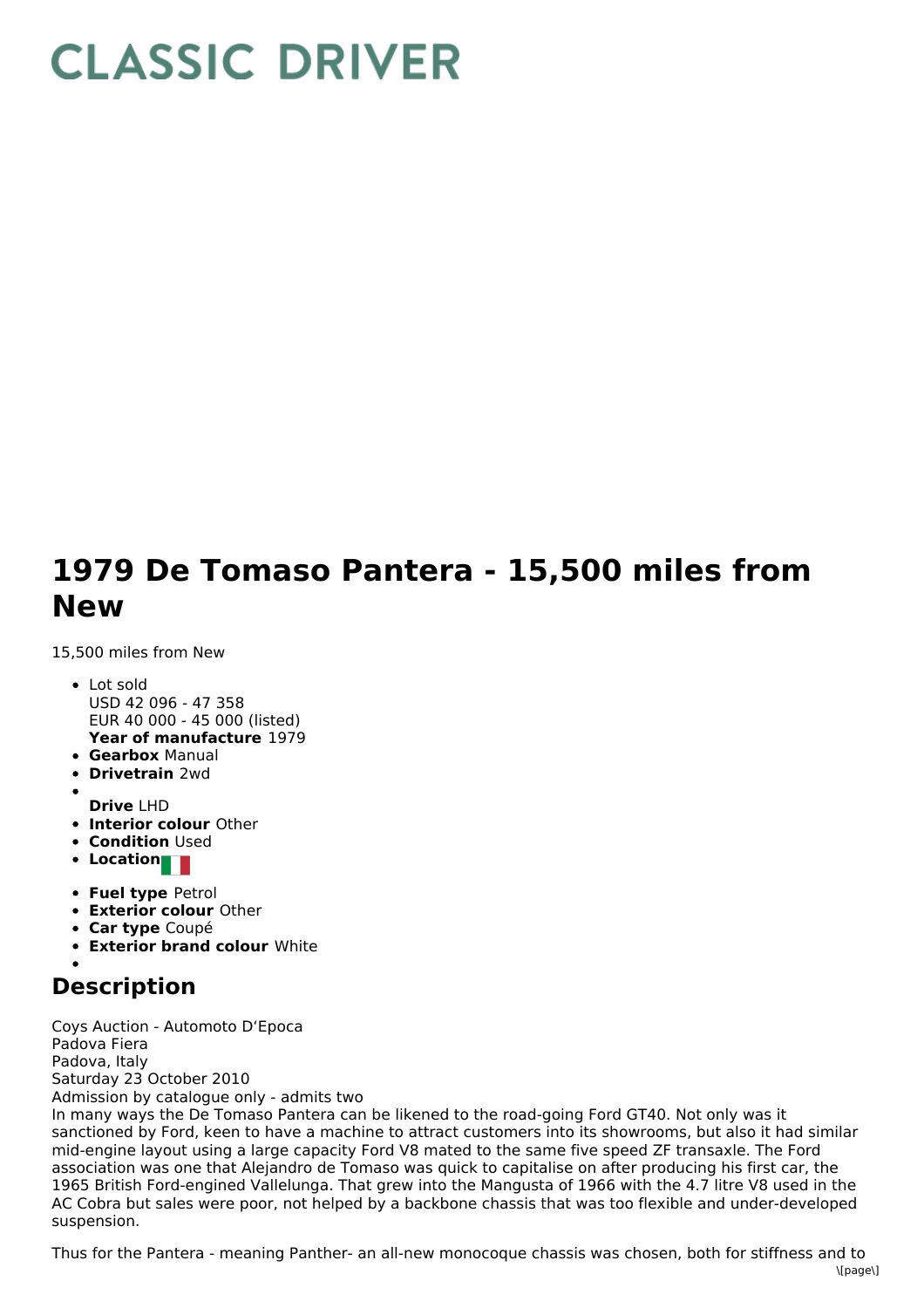# CLASSIC DRIVER

# 1979 De Tomaso Pantera - 15,500 miles from New

15,500 miles from New

- Lot sold
  USD 42 096 - 47 358
  EUR 40 000 - 45 000 (listed)
  **Year of manufacture** 1979
- **Gearbox** Manual
- **Drivetrain** 2wd
- 
  **Drive** LHD
- **Interior colour** Other
- **Condition** Used
- **Location**
- **Fuel type** Petrol
- **Exterior colour** Other
- **Car type** Coupé
- **Exterior brand colour** White
- 

## Description

Coys Auction - Automoto D'Epoca
Padova Fiera
Padova, Italy
Saturday 23 October 2010
Admission by catalogue only - admits two
In many ways the De Tomaso Pantera can be likened to the road-going Ford GT40. Not only was it sanctioned by Ford, keen to have a machine to attract customers into its showrooms, but also it had similar mid-engine layout using a large capacity Ford V8 mated to the same five speed ZF transaxle. The Ford association was one that Alejandro de Tomaso was quick to capitalise on after producing his first car, the 1965 British Ford-engined Vallelunga. That grew into the Mangusta of 1966 with the 4.7 litre V8 used in the AC Cobra but sales were poor, not helped by a backbone chassis that was too flexible and under-developed suspension.

Thus for the Pantera - meaning Panther- an all-new monocoque chassis was chosen, both for stiffness and to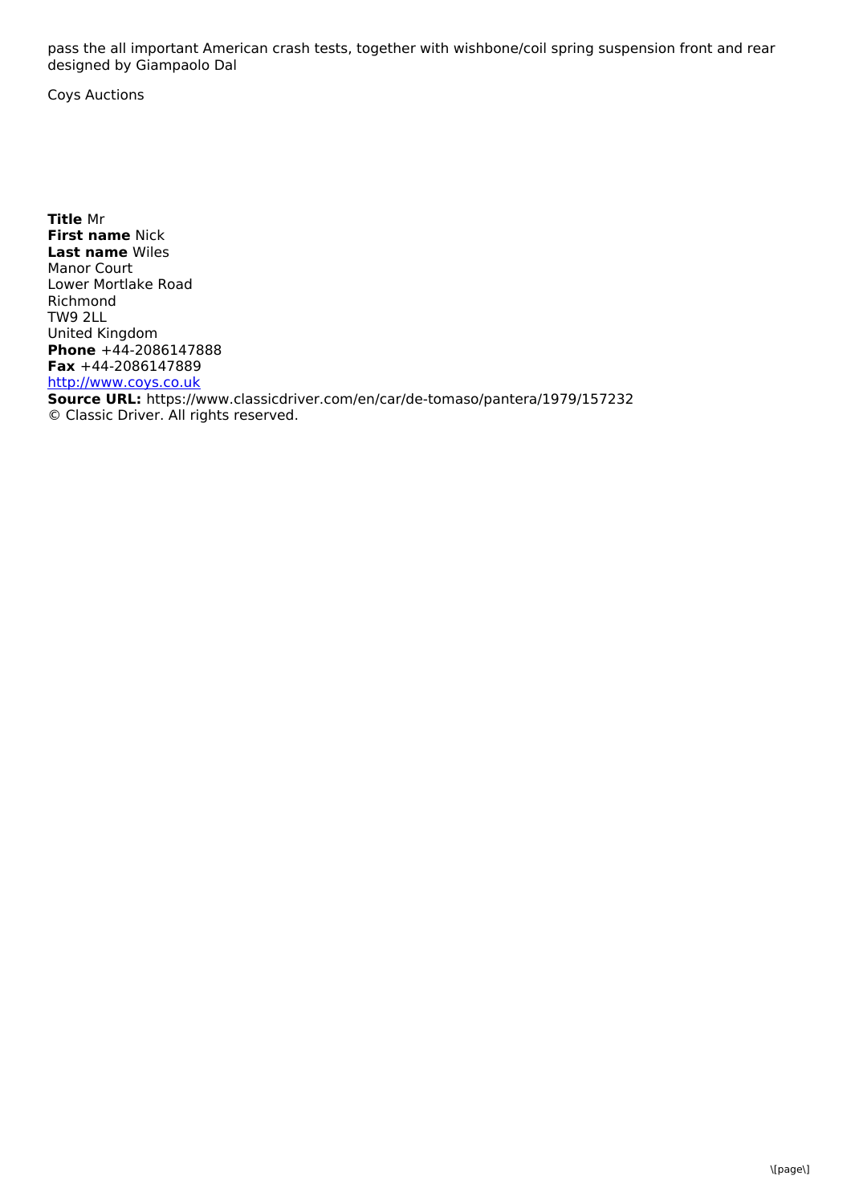pass the all important American crash tests, together with wishbone/coil spring suspension front and rear designed by Giampaolo Dal

Coys Auctions

**Title** Mr
**First name** Nick
**Last name** Wiles
Manor Court
Lower Mortlake Road
Richmond
TW9 2LL
United Kingdom
**Phone** +44-2086147888
**Fax** +44-2086147889
[http://www.coys.co.uk](http://www.coys.co.uk)
**Source URL:** https://www.classicdriver.com/en/car/de-tomaso/pantera/1979/157232
© Classic Driver. All rights reserved.